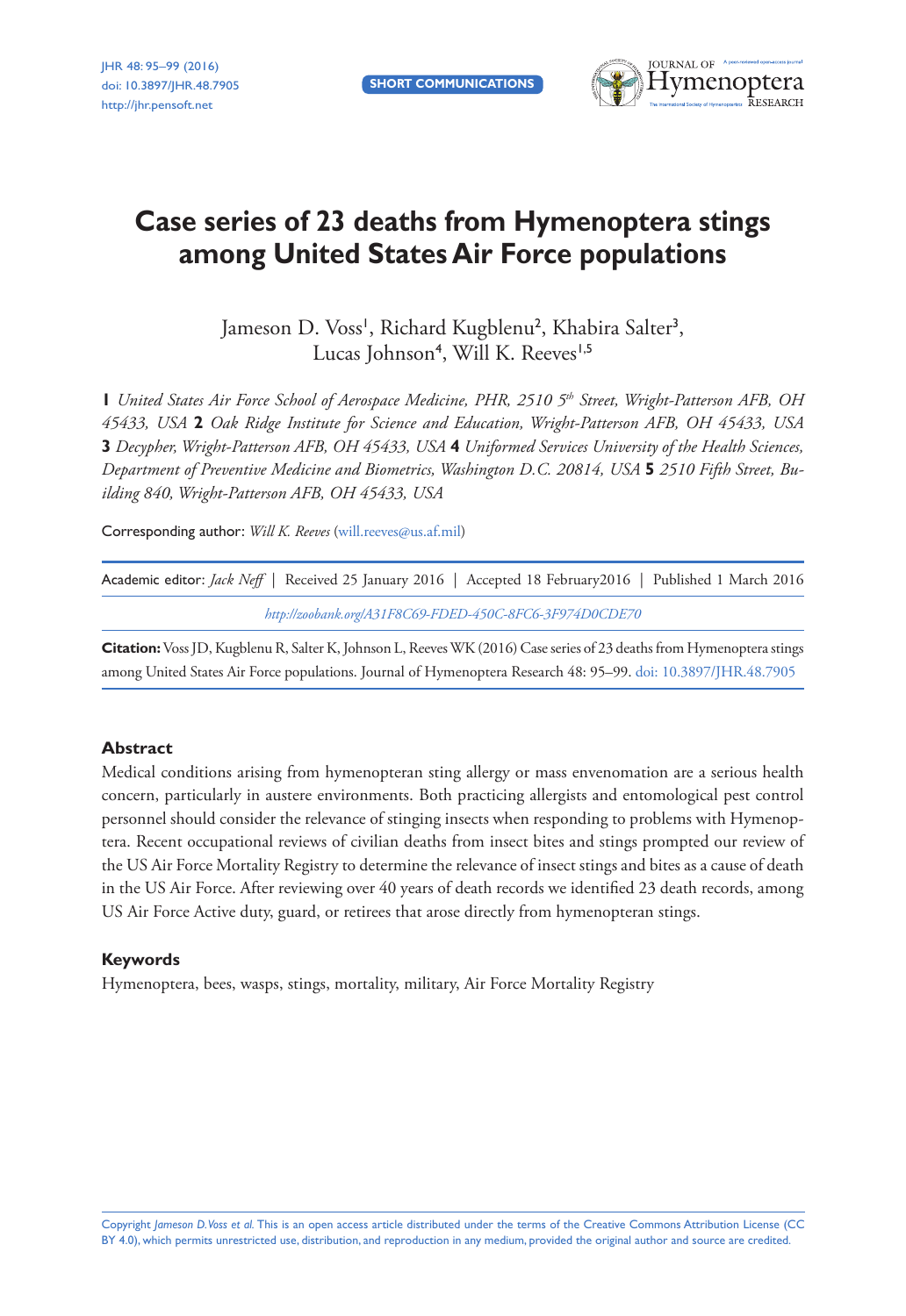SHORT COMMUNICATIONS

# Case series of 23 deaths from Hymenoptera stings among United States Air Force populations

Jameson D. Voss[1], Richard Kugblenu[2], Khabira Salter[3], Lucas Johnson[4], Will K. Reeves[1,5]

**1** *United States Air Force School of Aerospace Medicine, PHR, 2510 5th Street, Wright-Patterson AFB, OH 45433, USA* **2** *Oak Ridge Institute for Science and Education, Wright-Patterson AFB, OH 45433, USA* **3** *Decypher, Wright-Patterson AFB, OH 45433, USA* **4** *Uniformed Services University of the Health Sciences, Department of Preventive Medicine and Biometrics, Washington D.C. 20814, USA* **5** *2510 Fifth Street, Building 840, Wright-Patterson AFB, OH 45433, USA*

Corresponding author: *Will K. Reeves* (will.reeves@us.af.mil)

Academic editor: *Jack Neff* | Received 25 January 2016 | Accepted 18 February2016 | Published 1 March 2016

*http://zoobank.org/A31F8C69-FDED-450C-8FC6-3F974D0CDE70*

**Citation:** Voss JD, Kugblenu R, Salter K, Johnson L, Reeves WK (2016) Case series of 23 deaths from Hymenoptera stings among United States Air Force populations. Journal of Hymenoptera Research 48: 95–99. doi: 10.3897/JHR.48.7905

### Abstract

Medical conditions arising from hymenopteran sting allergy or mass envenomation are a serious health concern, particularly in austere environments. Both practicing allergists and entomological pest control personnel should consider the relevance of stinging insects when responding to problems with Hymenoptera. Recent occupational reviews of civilian deaths from insect bites and stings prompted our review of the US Air Force Mortality Registry to determine the relevance of insect stings and bites as a cause of death in the US Air Force. After reviewing over 40 years of death records we identified 23 death records, among US Air Force Active duty, guard, or retirees that arose directly from hymenopteran stings.

### Keywords

Hymenoptera, bees, wasps, stings, mortality, military, Air Force Mortality Registry

Copyright *Jameson D. Voss et al.* This is an open access article distributed under the terms of the Creative Commons Attribution License (CC BY 4.0), which permits unrestricted use, distribution, and reproduction in any medium, provided the original author and source are credited.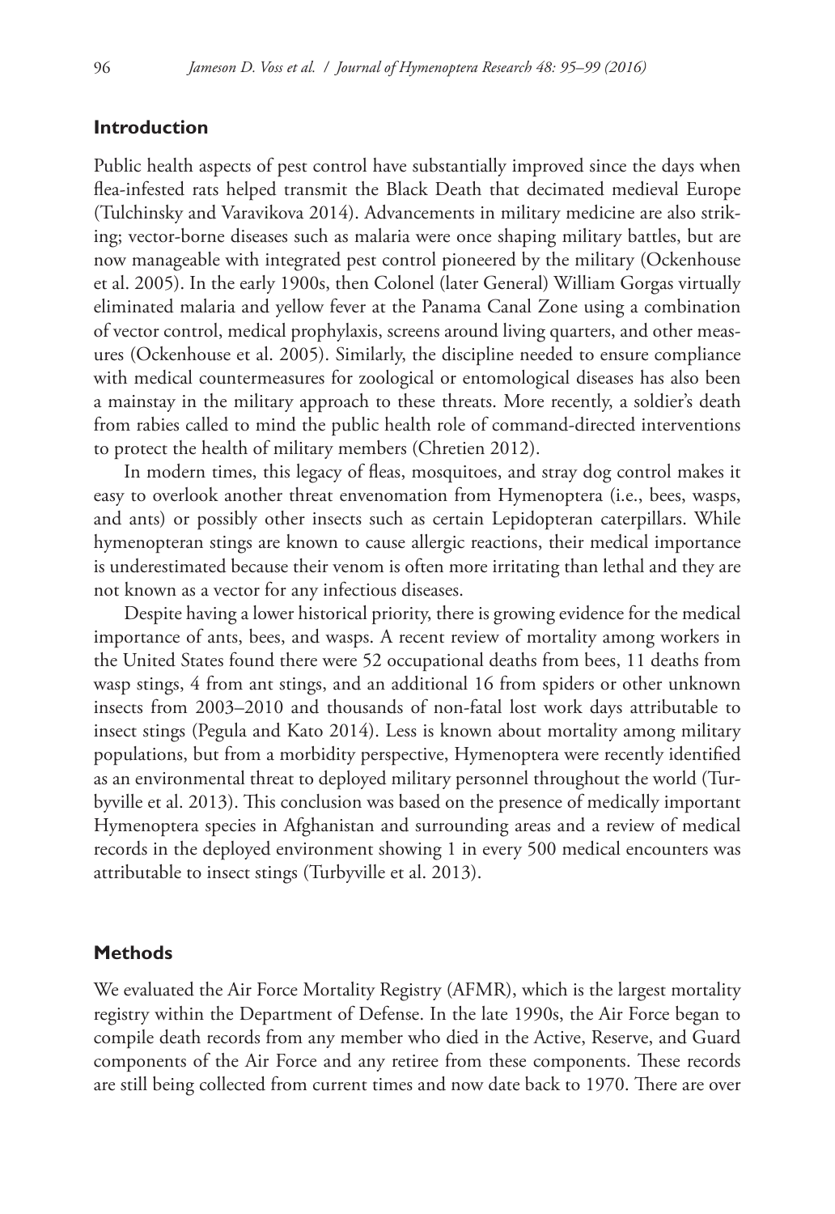## Introduction

Public health aspects of pest control have substantially improved since the days when flea-infested rats helped transmit the Black Death that decimated medieval Europe (Tulchinsky and Varavikova 2014). Advancements in military medicine are also striking; vector-borne diseases such as malaria were once shaping military battles, but are now manageable with integrated pest control pioneered by the military (Ockenhouse et al. 2005). In the early 1900s, then Colonel (later General) William Gorgas virtually eliminated malaria and yellow fever at the Panama Canal Zone using a combination of vector control, medical prophylaxis, screens around living quarters, and other measures (Ockenhouse et al. 2005). Similarly, the discipline needed to ensure compliance with medical countermeasures for zoological or entomological diseases has also been a mainstay in the military approach to these threats. More recently, a soldier's death from rabies called to mind the public health role of command-directed interventions to protect the health of military members (Chretien 2012).

In modern times, this legacy of fleas, mosquitoes, and stray dog control makes it easy to overlook another threat envenomation from Hymenoptera (i.e., bees, wasps, and ants) or possibly other insects such as certain Lepidopteran caterpillars. While hymenopteran stings are known to cause allergic reactions, their medical importance is underestimated because their venom is often more irritating than lethal and they are not known as a vector for any infectious diseases.

Despite having a lower historical priority, there is growing evidence for the medical importance of ants, bees, and wasps. A recent review of mortality among workers in the United States found there were 52 occupational deaths from bees, 11 deaths from wasp stings, 4 from ant stings, and an additional 16 from spiders or other unknown insects from 2003–2010 and thousands of non-fatal lost work days attributable to insect stings (Pegula and Kato 2014). Less is known about mortality among military populations, but from a morbidity perspective, Hymenoptera were recently identified as an environmental threat to deployed military personnel throughout the world (Turbyville et al. 2013). This conclusion was based on the presence of medically important Hymenoptera species in Afghanistan and surrounding areas and a review of medical records in the deployed environment showing 1 in every 500 medical encounters was attributable to insect stings (Turbyville et al. 2013).

## Methods

We evaluated the Air Force Mortality Registry (AFMR), which is the largest mortality registry within the Department of Defense. In the late 1990s, the Air Force began to compile death records from any member who died in the Active, Reserve, and Guard components of the Air Force and any retiree from these components. These records are still being collected from current times and now date back to 1970. There are over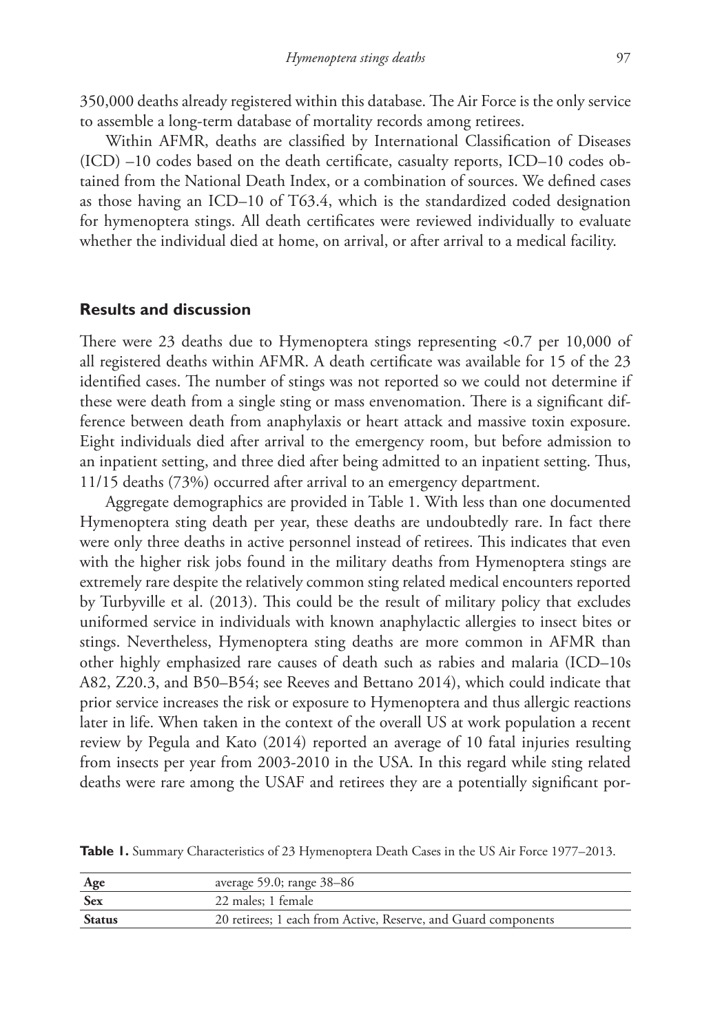350,000 deaths already registered within this database. The Air Force is the only service to assemble a long-term database of mortality records among retirees.

Within AFMR, deaths are classified by International Classification of Diseases (ICD) –10 codes based on the death certificate, casualty reports, ICD–10 codes obtained from the National Death Index, or a combination of sources. We defined cases as those having an ICD–10 of T63.4, which is the standardized coded designation for hymenoptera stings. All death certificates were reviewed individually to evaluate whether the individual died at home, on arrival, or after arrival to a medical facility.

## Results and discussion

There were 23 deaths due to Hymenoptera stings representing <0.7 per 10,000 of all registered deaths within AFMR. A death certificate was available for 15 of the 23 identified cases. The number of stings was not reported so we could not determine if these were death from a single sting or mass envenomation. There is a significant difference between death from anaphylaxis or heart attack and massive toxin exposure. Eight individuals died after arrival to the emergency room, but before admission to an inpatient setting, and three died after being admitted to an inpatient setting. Thus, 11/15 deaths (73%) occurred after arrival to an emergency department.

Aggregate demographics are provided in Table 1. With less than one documented Hymenoptera sting death per year, these deaths are undoubtedly rare. In fact there were only three deaths in active personnel instead of retirees. This indicates that even with the higher risk jobs found in the military deaths from Hymenoptera stings are extremely rare despite the relatively common sting related medical encounters reported by Turbyville et al. (2013). This could be the result of military policy that excludes uniformed service in individuals with known anaphylactic allergies to insect bites or stings. Nevertheless, Hymenoptera sting deaths are more common in AFMR than other highly emphasized rare causes of death such as rabies and malaria (ICD–10s A82, Z20.3, and B50–B54; see Reeves and Bettano 2014), which could indicate that prior service increases the risk or exposure to Hymenoptera and thus allergic reactions later in life. When taken in the context of the overall US at work population a recent review by Pegula and Kato (2014) reported an average of 10 fatal injuries resulting from insects per year from 2003-2010 in the USA. In this regard while sting related deaths were rare among the USAF and retirees they are a potentially significant por-

**Table 1.** Summary Characteristics of 23 Hymenoptera Death Cases in the US Air Force 1977–2013.

| | |
|---|---|
| **Age** | average 59.0; range 38–86 |
| **Sex** | 22 males; 1 female |
| **Status** | 20 retirees; 1 each from Active, Reserve, and Guard components |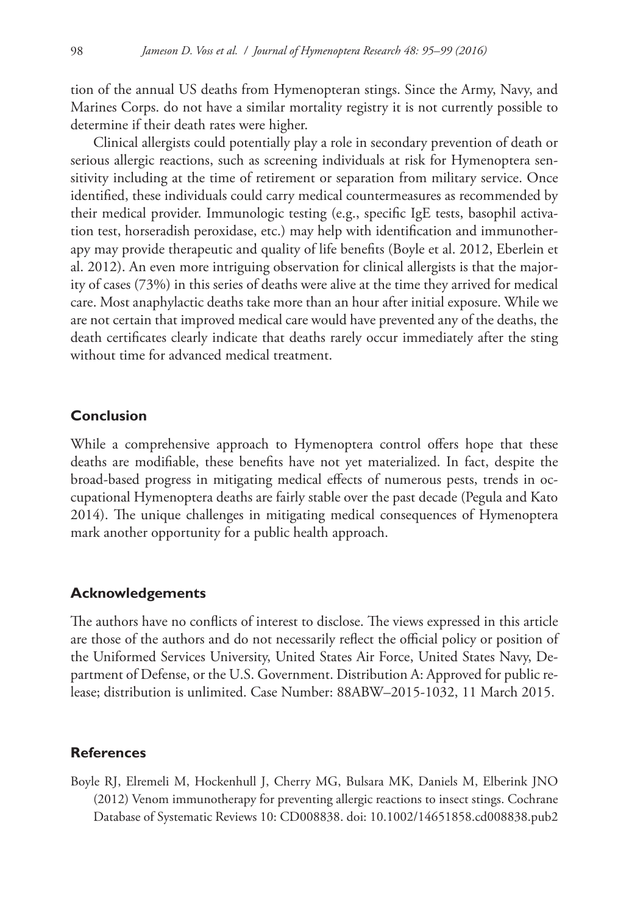tion of the annual US deaths from Hymenopteran stings. Since the Army, Navy, and Marines Corps. do not have a similar mortality registry it is not currently possible to determine if their death rates were higher.

Clinical allergists could potentially play a role in secondary prevention of death or serious allergic reactions, such as screening individuals at risk for Hymenoptera sensitivity including at the time of retirement or separation from military service. Once identified, these individuals could carry medical countermeasures as recommended by their medical provider. Immunologic testing (e.g., specific IgE tests, basophil activation test, horseradish peroxidase, etc.) may help with identification and immunotherapy may provide therapeutic and quality of life benefits (Boyle et al. 2012, Eberlein et al. 2012). An even more intriguing observation for clinical allergists is that the majority of cases (73%) in this series of deaths were alive at the time they arrived for medical care. Most anaphylactic deaths take more than an hour after initial exposure. While we are not certain that improved medical care would have prevented any of the deaths, the death certificates clearly indicate that deaths rarely occur immediately after the sting without time for advanced medical treatment.

## Conclusion

While a comprehensive approach to Hymenoptera control offers hope that these deaths are modifiable, these benefits have not yet materialized. In fact, despite the broad-based progress in mitigating medical effects of numerous pests, trends in occupational Hymenoptera deaths are fairly stable over the past decade (Pegula and Kato 2014). The unique challenges in mitigating medical consequences of Hymenoptera mark another opportunity for a public health approach.

## Acknowledgements

The authors have no conflicts of interest to disclose. The views expressed in this article are those of the authors and do not necessarily reflect the official policy or position of the Uniformed Services University, United States Air Force, United States Navy, Department of Defense, or the U.S. Government. Distribution A: Approved for public release; distribution is unlimited. Case Number: 88ABW–2015-1032, 11 March 2015.

## References

Boyle RJ, Elremeli M, Hockenhull J, Cherry MG, Bulsara MK, Daniels M, Elberink JNO (2012) Venom immunotherapy for preventing allergic reactions to insect stings. Cochrane Database of Systematic Reviews 10: CD008838. doi: 10.1002/14651858.cd008838.pub2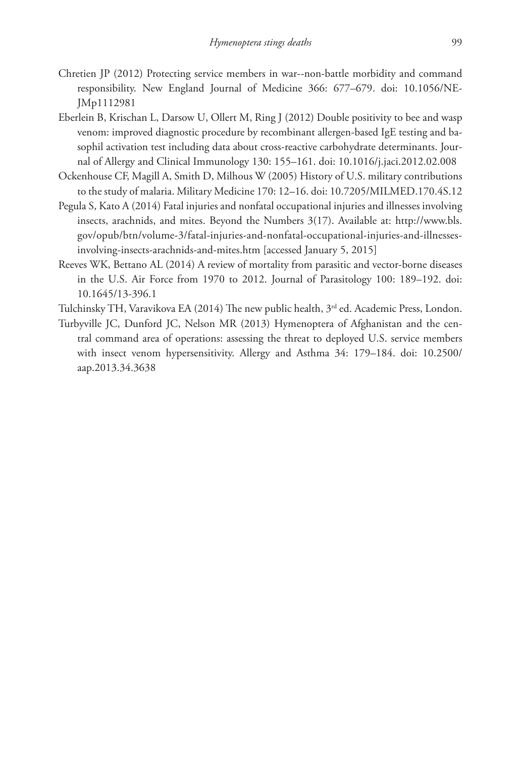Chretien JP (2012) Protecting service members in war--non-battle morbidity and command responsibility. New England Journal of Medicine 366: 677–679. doi: 10.1056/NEJMp1112981

Eberlein B, Krischan L, Darsow U, Ollert M, Ring J (2012) Double positivity to bee and wasp venom: improved diagnostic procedure by recombinant allergen-based IgE testing and basophil activation test including data about cross-reactive carbohydrate determinants. Journal of Allergy and Clinical Immunology 130: 155–161. doi: 10.1016/j.jaci.2012.02.008

Ockenhouse CF, Magill A, Smith D, Milhous W (2005) History of U.S. military contributions to the study of malaria. Military Medicine 170: 12–16. doi: 10.7205/MILMED.170.4S.12

Pegula S, Kato A (2014) Fatal injuries and nonfatal occupational injuries and illnesses involving insects, arachnids, and mites. Beyond the Numbers 3(17). Available at: http://www.bls.gov/opub/btn/volume-3/fatal-injuries-and-nonfatal-occupational-injuries-and-illnesses-involving-insects-arachnids-and-mites.htm [accessed January 5, 2015]

Reeves WK, Bettano AL (2014) A review of mortality from parasitic and vector-borne diseases in the U.S. Air Force from 1970 to 2012. Journal of Parasitology 100: 189–192. doi: 10.1645/13-396.1

Tulchinsky TH, Varavikova EA (2014) The new public health, 3rd ed. Academic Press, London.

Turbyville JC, Dunford JC, Nelson MR (2013) Hymenoptera of Afghanistan and the central command area of operations: assessing the threat to deployed U.S. service members with insect venom hypersensitivity. Allergy and Asthma 34: 179–184. doi: 10.2500/aap.2013.34.3638